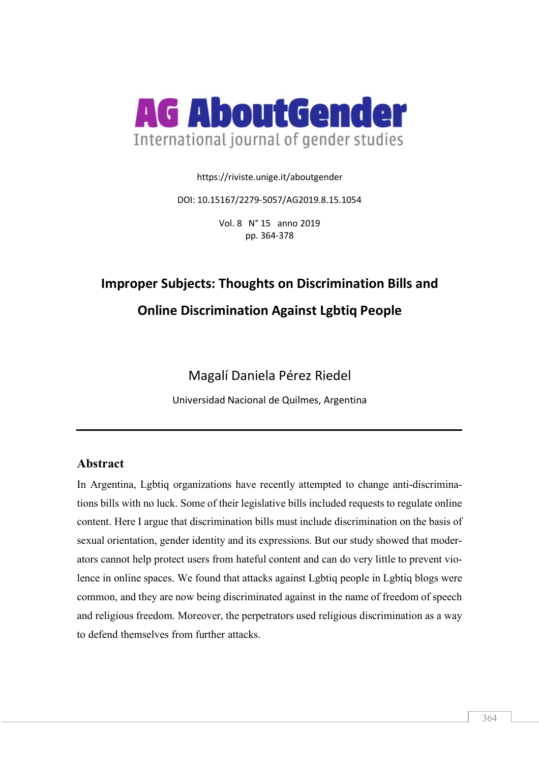# AG AboutGender

International journal of gender studies

https://riviste.unige.it/aboutgender

DOI: 10.15167/2279-5057/AG2019.8.15.1054

Vol. 8 N° 15 anno 2019
pp. 364-378

## Improper Subjects: Thoughts on Discrimination Bills and Online Discrimination Against Lgbtiq People

Magalí Daniela Pérez Riedel

Universidad Nacional de Quilmes, Argentina

---

### Abstract

In Argentina, Lgbtiq organizations have recently attempted to change anti-discriminations bills with no luck. Some of their legislative bills included requests to regulate online content. Here I argue that discrimination bills must include discrimination on the basis of sexual orientation, gender identity and its expressions. But our study showed that moderators cannot help protect users from hateful content and can do very little to prevent violence in online spaces. We found that attacks against Lgbtiq people in Lgbtiq blogs were common, and they are now being discriminated against in the name of freedom of speech and religious freedom. Moreover, the perpetrators used religious discrimination as a way to defend themselves from further attacks.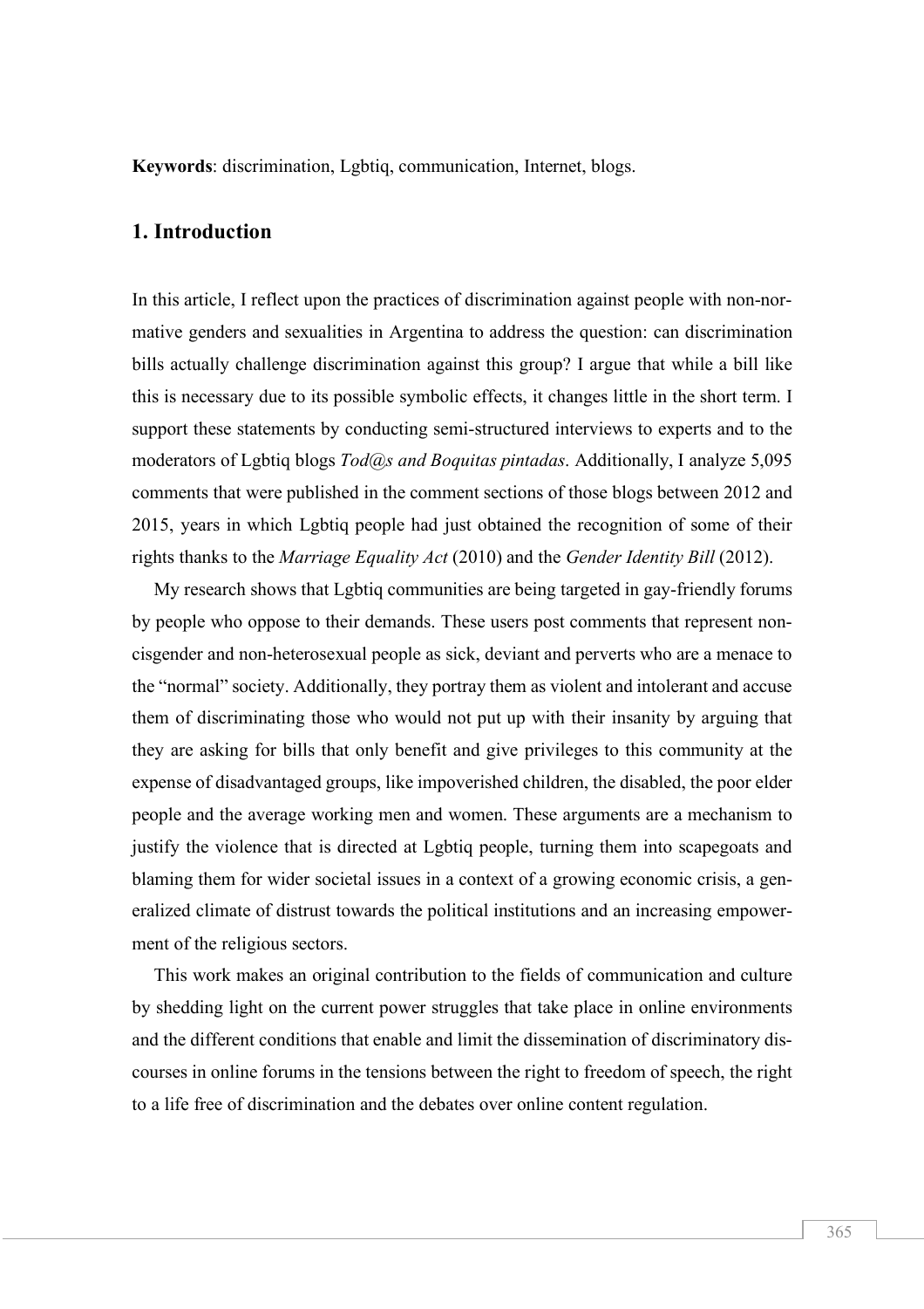**Keywords**: discrimination, Lgbtiq, communication, Internet, blogs.

## 1. Introduction

In this article, I reflect upon the practices of discrimination against people with non-normative genders and sexualities in Argentina to address the question: can discrimination bills actually challenge discrimination against this group? I argue that while a bill like this is necessary due to its possible symbolic effects, it changes little in the short term. I support these statements by conducting semi-structured interviews to experts and to the moderators of Lgbtiq blogs *Tod@s and Boquitas pintadas*. Additionally, I analyze 5,095 comments that were published in the comment sections of those blogs between 2012 and 2015, years in which Lgbtiq people had just obtained the recognition of some of their rights thanks to the *Marriage Equality Act* (2010) and the *Gender Identity Bill* (2012).

My research shows that Lgbtiq communities are being targeted in gay-friendly forums by people who oppose to their demands. These users post comments that represent non-cisgender and non-heterosexual people as sick, deviant and perverts who are a menace to the "normal" society. Additionally, they portray them as violent and intolerant and accuse them of discriminating those who would not put up with their insanity by arguing that they are asking for bills that only benefit and give privileges to this community at the expense of disadvantaged groups, like impoverished children, the disabled, the poor elder people and the average working men and women. These arguments are a mechanism to justify the violence that is directed at Lgbtiq people, turning them into scapegoats and blaming them for wider societal issues in a context of a growing economic crisis, a generalized climate of distrust towards the political institutions and an increasing empowerment of the religious sectors.

This work makes an original contribution to the fields of communication and culture by shedding light on the current power struggles that take place in online environments and the different conditions that enable and limit the dissemination of discriminatory discourses in online forums in the tensions between the right to freedom of speech, the right to a life free of discrimination and the debates over online content regulation.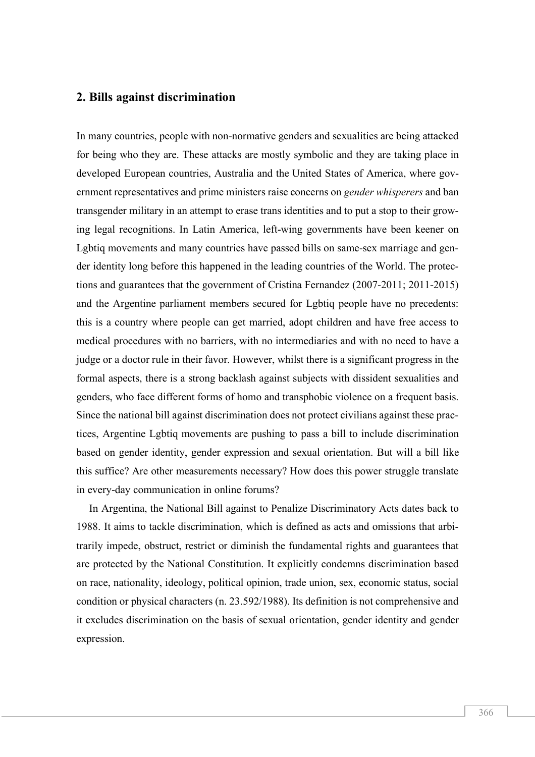## 2. Bills against discrimination

In many countries, people with non-normative genders and sexualities are being attacked for being who they are. These attacks are mostly symbolic and they are taking place in developed European countries, Australia and the United States of America, where government representatives and prime ministers raise concerns on *gender whisperers* and ban transgender military in an attempt to erase trans identities and to put a stop to their growing legal recognitions. In Latin America, left-wing governments have been keener on Lgbtiq movements and many countries have passed bills on same-sex marriage and gender identity long before this happened in the leading countries of the World. The protections and guarantees that the government of Cristina Fernandez (2007-2011; 2011-2015) and the Argentine parliament members secured for Lgbtiq people have no precedents: this is a country where people can get married, adopt children and have free access to medical procedures with no barriers, with no intermediaries and with no need to have a judge or a doctor rule in their favor. However, whilst there is a significant progress in the formal aspects, there is a strong backlash against subjects with dissident sexualities and genders, who face different forms of homo and transphobic violence on a frequent basis. Since the national bill against discrimination does not protect civilians against these practices, Argentine Lgbtiq movements are pushing to pass a bill to include discrimination based on gender identity, gender expression and sexual orientation. But will a bill like this suffice? Are other measurements necessary? How does this power struggle translate in every-day communication in online forums?

In Argentina, the National Bill against to Penalize Discriminatory Acts dates back to 1988. It aims to tackle discrimination, which is defined as acts and omissions that arbitrarily impede, obstruct, restrict or diminish the fundamental rights and guarantees that are protected by the National Constitution. It explicitly condemns discrimination based on race, nationality, ideology, political opinion, trade union, sex, economic status, social condition or physical characters (n. 23.592/1988). Its definition is not comprehensive and it excludes discrimination on the basis of sexual orientation, gender identity and gender expression.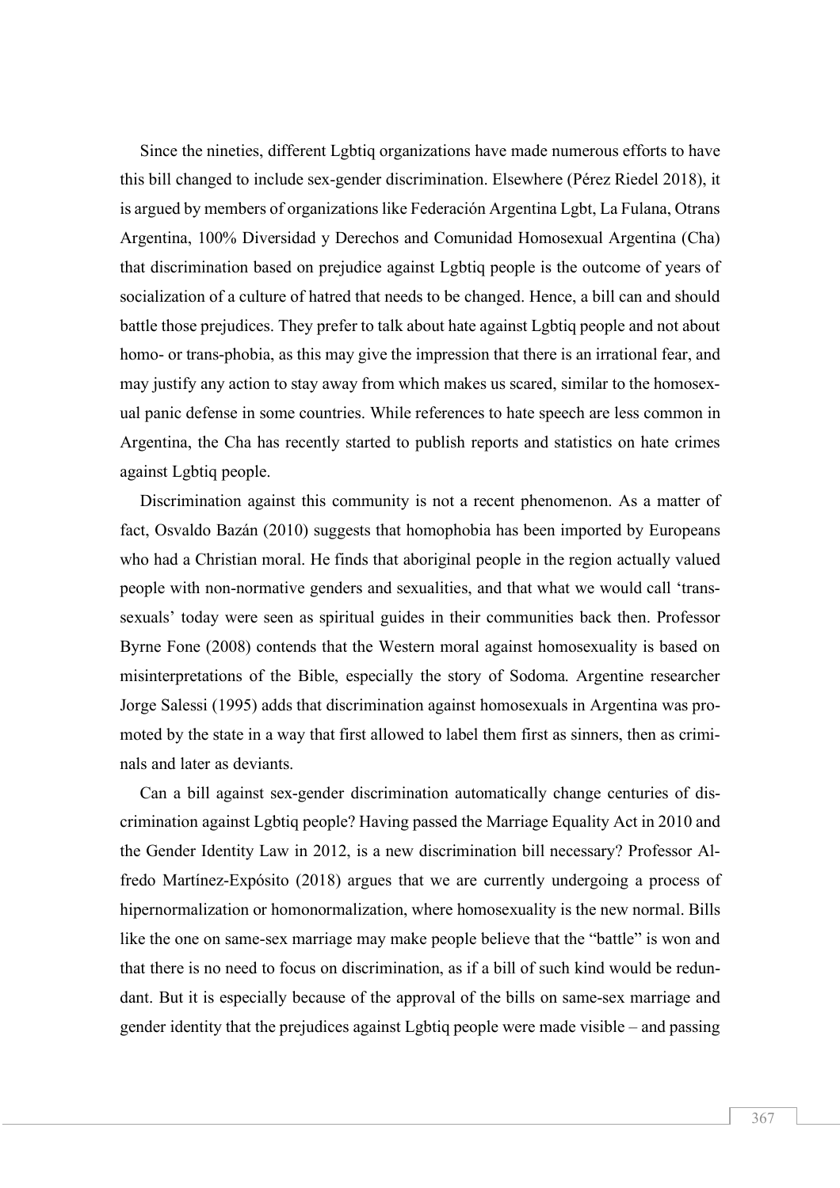Since the nineties, different Lgbtiq organizations have made numerous efforts to have this bill changed to include sex-gender discrimination. Elsewhere (Pérez Riedel 2018), it is argued by members of organizations like Federación Argentina Lgbt, La Fulana, Otrans Argentina, 100% Diversidad y Derechos and Comunidad Homosexual Argentina (Cha) that discrimination based on prejudice against Lgbtiq people is the outcome of years of socialization of a culture of hatred that needs to be changed. Hence, a bill can and should battle those prejudices. They prefer to talk about hate against Lgbtiq people and not about homo- or trans-phobia, as this may give the impression that there is an irrational fear, and may justify any action to stay away from which makes us scared, similar to the homosexual panic defense in some countries. While references to hate speech are less common in Argentina, the Cha has recently started to publish reports and statistics on hate crimes against Lgbtiq people.

Discrimination against this community is not a recent phenomenon. As a matter of fact, Osvaldo Bazán (2010) suggests that homophobia has been imported by Europeans who had a Christian moral. He finds that aboriginal people in the region actually valued people with non-normative genders and sexualities, and that what we would call 'transsexuals' today were seen as spiritual guides in their communities back then. Professor Byrne Fone (2008) contends that the Western moral against homosexuality is based on misinterpretations of the Bible, especially the story of Sodoma. Argentine researcher Jorge Salessi (1995) adds that discrimination against homosexuals in Argentina was promoted by the state in a way that first allowed to label them first as sinners, then as criminals and later as deviants.

Can a bill against sex-gender discrimination automatically change centuries of discrimination against Lgbtiq people? Having passed the Marriage Equality Act in 2010 and the Gender Identity Law in 2012, is a new discrimination bill necessary? Professor Alfredo Martínez-Expósito (2018) argues that we are currently undergoing a process of hipernormalization or homonormalization, where homosexuality is the new normal. Bills like the one on same-sex marriage may make people believe that the "battle" is won and that there is no need to focus on discrimination, as if a bill of such kind would be redundant. But it is especially because of the approval of the bills on same-sex marriage and gender identity that the prejudices against Lgbtiq people were made visible – and passing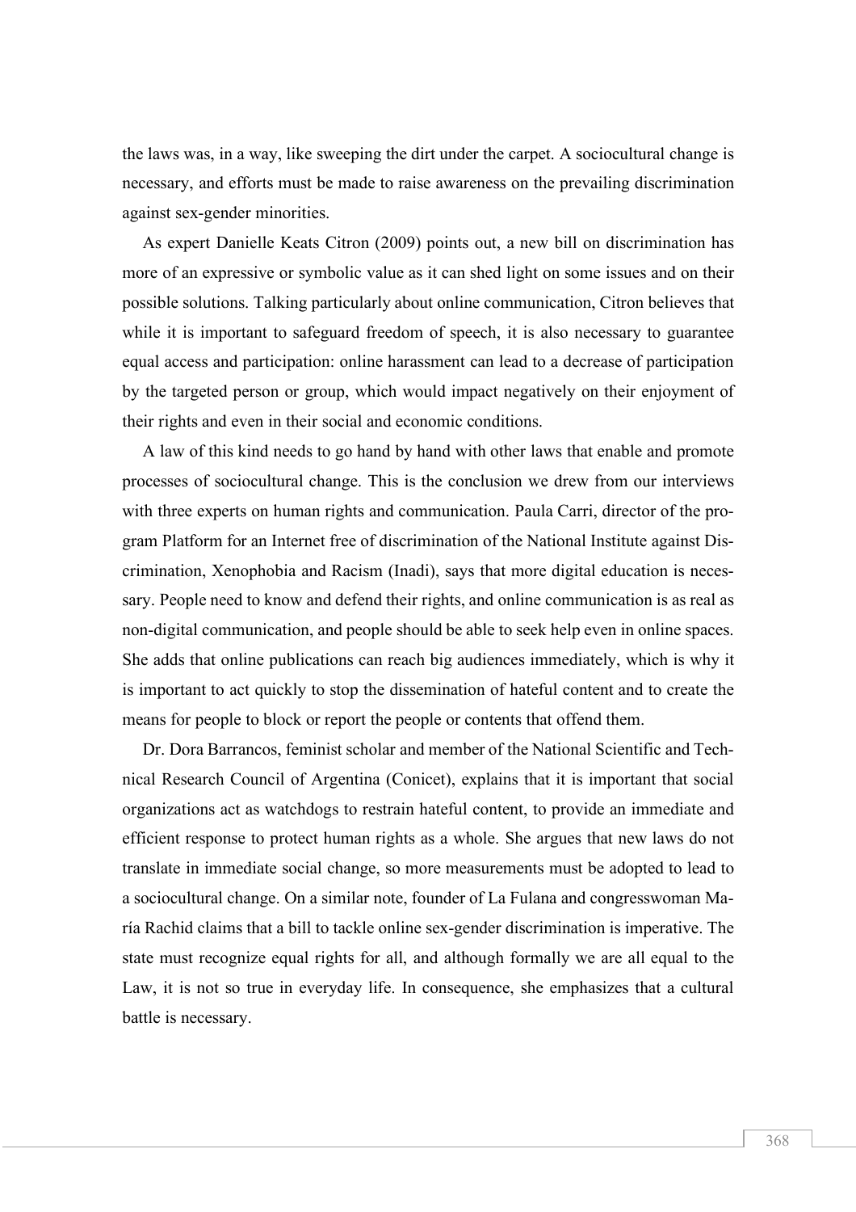the laws was, in a way, like sweeping the dirt under the carpet. A sociocultural change is necessary, and efforts must be made to raise awareness on the prevailing discrimination against sex-gender minorities.

As expert Danielle Keats Citron (2009) points out, a new bill on discrimination has more of an expressive or symbolic value as it can shed light on some issues and on their possible solutions. Talking particularly about online communication, Citron believes that while it is important to safeguard freedom of speech, it is also necessary to guarantee equal access and participation: online harassment can lead to a decrease of participation by the targeted person or group, which would impact negatively on their enjoyment of their rights and even in their social and economic conditions.

A law of this kind needs to go hand by hand with other laws that enable and promote processes of sociocultural change. This is the conclusion we drew from our interviews with three experts on human rights and communication. Paula Carri, director of the program Platform for an Internet free of discrimination of the National Institute against Discrimination, Xenophobia and Racism (Inadi), says that more digital education is necessary. People need to know and defend their rights, and online communication is as real as non-digital communication, and people should be able to seek help even in online spaces. She adds that online publications can reach big audiences immediately, which is why it is important to act quickly to stop the dissemination of hateful content and to create the means for people to block or report the people or contents that offend them.

Dr. Dora Barrancos, feminist scholar and member of the National Scientific and Technical Research Council of Argentina (Conicet), explains that it is important that social organizations act as watchdogs to restrain hateful content, to provide an immediate and efficient response to protect human rights as a whole. She argues that new laws do not translate in immediate social change, so more measurements must be adopted to lead to a sociocultural change. On a similar note, founder of La Fulana and congresswoman María Rachid claims that a bill to tackle online sex-gender discrimination is imperative. The state must recognize equal rights for all, and although formally we are all equal to the Law, it is not so true in everyday life. In consequence, she emphasizes that a cultural battle is necessary.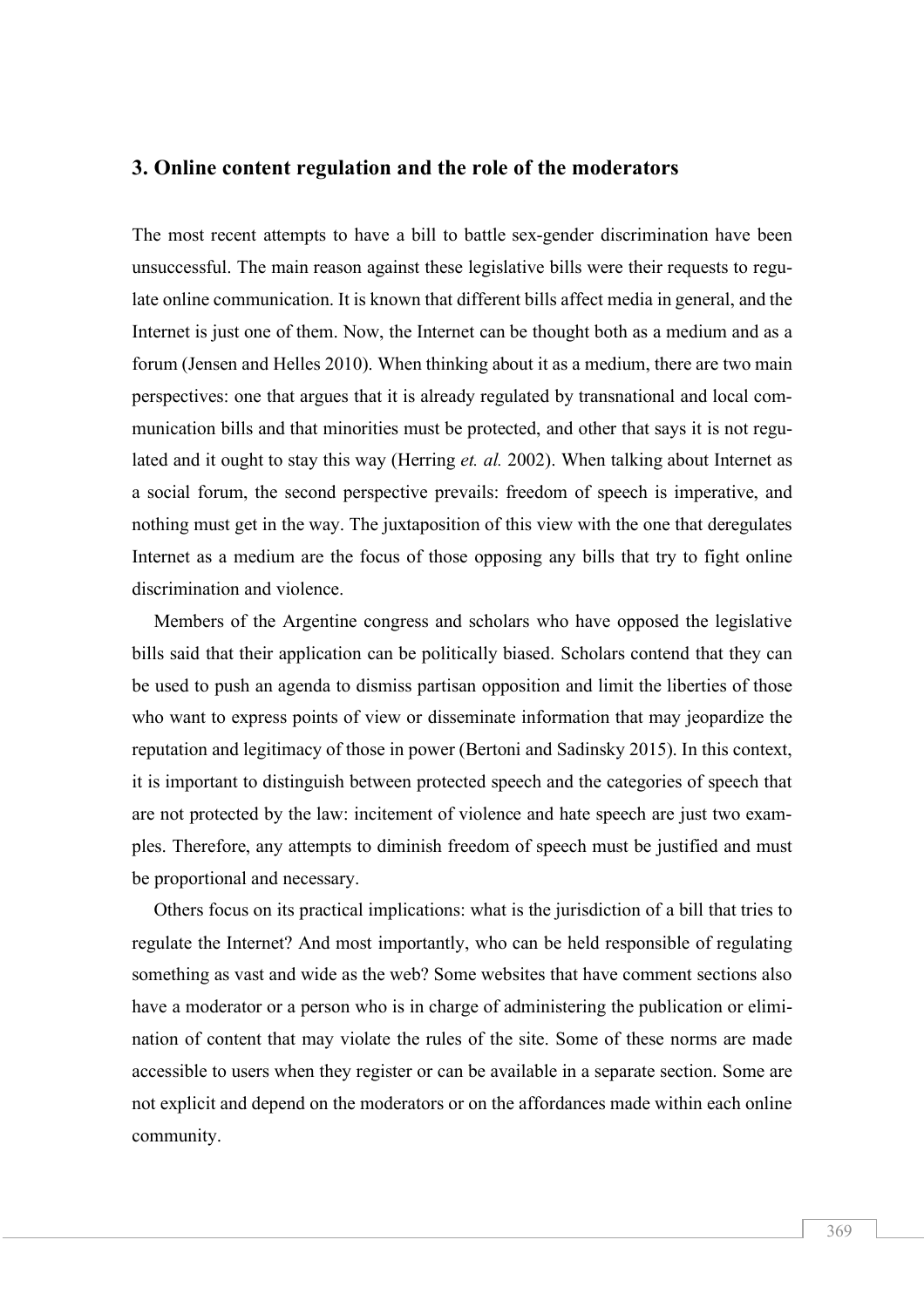## 3. Online content regulation and the role of the moderators

The most recent attempts to have a bill to battle sex-gender discrimination have been unsuccessful. The main reason against these legislative bills were their requests to regulate online communication. It is known that different bills affect media in general, and the Internet is just one of them. Now, the Internet can be thought both as a medium and as a forum (Jensen and Helles 2010). When thinking about it as a medium, there are two main perspectives: one that argues that it is already regulated by transnational and local communication bills and that minorities must be protected, and other that says it is not regulated and it ought to stay this way (Herring *et. al.* 2002). When talking about Internet as a social forum, the second perspective prevails: freedom of speech is imperative, and nothing must get in the way. The juxtaposition of this view with the one that deregulates Internet as a medium are the focus of those opposing any bills that try to fight online discrimination and violence.

Members of the Argentine congress and scholars who have opposed the legislative bills said that their application can be politically biased. Scholars contend that they can be used to push an agenda to dismiss partisan opposition and limit the liberties of those who want to express points of view or disseminate information that may jeopardize the reputation and legitimacy of those in power (Bertoni and Sadinsky 2015). In this context, it is important to distinguish between protected speech and the categories of speech that are not protected by the law: incitement of violence and hate speech are just two examples. Therefore, any attempts to diminish freedom of speech must be justified and must be proportional and necessary.

Others focus on its practical implications: what is the jurisdiction of a bill that tries to regulate the Internet? And most importantly, who can be held responsible of regulating something as vast and wide as the web? Some websites that have comment sections also have a moderator or a person who is in charge of administering the publication or elimination of content that may violate the rules of the site. Some of these norms are made accessible to users when they register or can be available in a separate section. Some are not explicit and depend on the moderators or on the affordances made within each online community.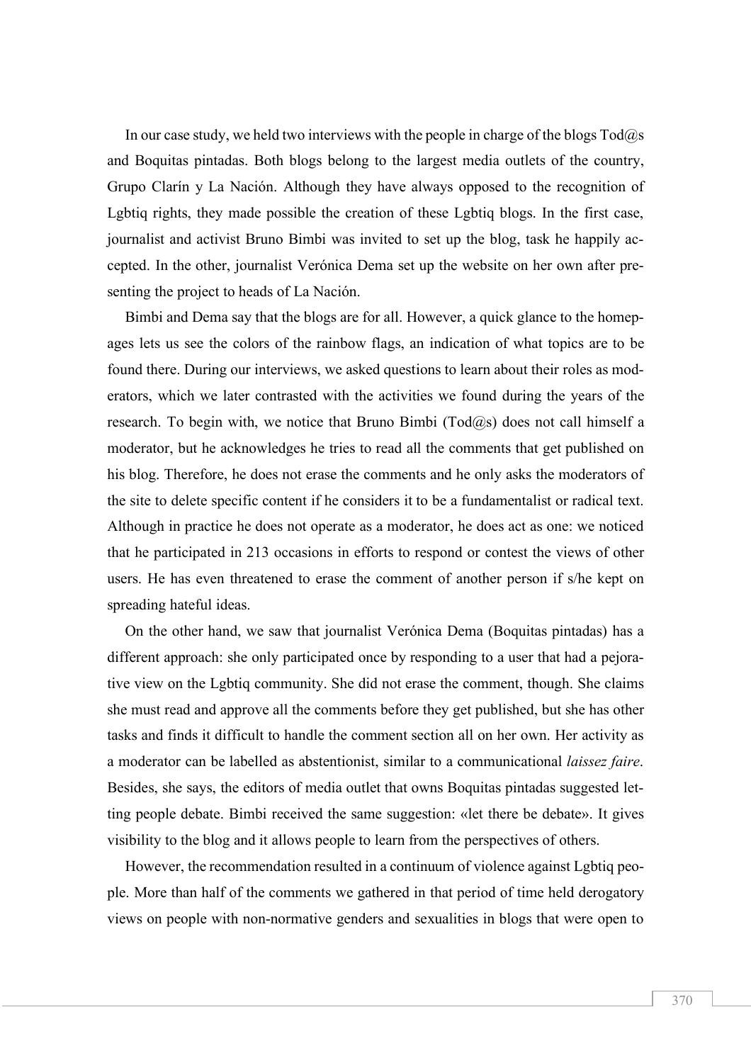In our case study, we held two interviews with the people in charge of the blogs Tod@s and Boquitas pintadas. Both blogs belong to the largest media outlets of the country, Grupo Clarín y La Nación. Although they have always opposed to the recognition of Lgbtiq rights, they made possible the creation of these Lgbtiq blogs. In the first case, journalist and activist Bruno Bimbi was invited to set up the blog, task he happily accepted. In the other, journalist Verónica Dema set up the website on her own after presenting the project to heads of La Nación.

Bimbi and Dema say that the blogs are for all. However, a quick glance to the homepages lets us see the colors of the rainbow flags, an indication of what topics are to be found there. During our interviews, we asked questions to learn about their roles as moderators, which we later contrasted with the activities we found during the years of the research. To begin with, we notice that Bruno Bimbi (Tod@s) does not call himself a moderator, but he acknowledges he tries to read all the comments that get published on his blog. Therefore, he does not erase the comments and he only asks the moderators of the site to delete specific content if he considers it to be a fundamentalist or radical text. Although in practice he does not operate as a moderator, he does act as one: we noticed that he participated in 213 occasions in efforts to respond or contest the views of other users. He has even threatened to erase the comment of another person if s/he kept on spreading hateful ideas.

On the other hand, we saw that journalist Verónica Dema (Boquitas pintadas) has a different approach: she only participated once by responding to a user that had a pejorative view on the Lgbtiq community. She did not erase the comment, though. She claims she must read and approve all the comments before they get published, but she has other tasks and finds it difficult to handle the comment section all on her own. Her activity as a moderator can be labelled as abstentionist, similar to a communicational *laissez faire*. Besides, she says, the editors of media outlet that owns Boquitas pintadas suggested letting people debate. Bimbi received the same suggestion: «let there be debate». It gives visibility to the blog and it allows people to learn from the perspectives of others.

However, the recommendation resulted in a continuum of violence against Lgbtiq people. More than half of the comments we gathered in that period of time held derogatory views on people with non-normative genders and sexualities in blogs that were open to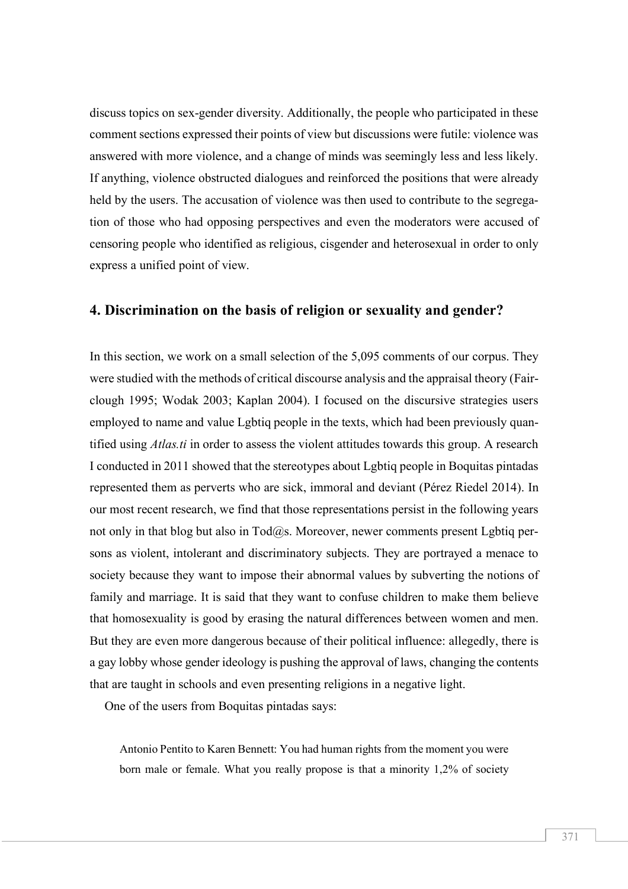discuss topics on sex-gender diversity. Additionally, the people who participated in these comment sections expressed their points of view but discussions were futile: violence was answered with more violence, and a change of minds was seemingly less and less likely. If anything, violence obstructed dialogues and reinforced the positions that were already held by the users. The accusation of violence was then used to contribute to the segregation of those who had opposing perspectives and even the moderators were accused of censoring people who identified as religious, cisgender and heterosexual in order to only express a unified point of view.

## 4. Discrimination on the basis of religion or sexuality and gender?

In this section, we work on a small selection of the 5,095 comments of our corpus. They were studied with the methods of critical discourse analysis and the appraisal theory (Fairclough 1995; Wodak 2003; Kaplan 2004). I focused on the discursive strategies users employed to name and value Lgbtiq people in the texts, which had been previously quantified using *Atlas.ti* in order to assess the violent attitudes towards this group. A research I conducted in 2011 showed that the stereotypes about Lgbtiq people in Boquitas pintadas represented them as perverts who are sick, immoral and deviant (Pérez Riedel 2014). In our most recent research, we find that those representations persist in the following years not only in that blog but also in Tod@s. Moreover, newer comments present Lgbtiq persons as violent, intolerant and discriminatory subjects. They are portrayed a menace to society because they want to impose their abnormal values by subverting the notions of family and marriage. It is said that they want to confuse children to make them believe that homosexuality is good by erasing the natural differences between women and men. But they are even more dangerous because of their political influence: allegedly, there is a gay lobby whose gender ideology is pushing the approval of laws, changing the contents that are taught in schools and even presenting religions in a negative light.

One of the users from Boquitas pintadas says:

> Antonio Pentito to Karen Bennett: You had human rights from the moment you were born male or female. What you really propose is that a minority 1,2% of society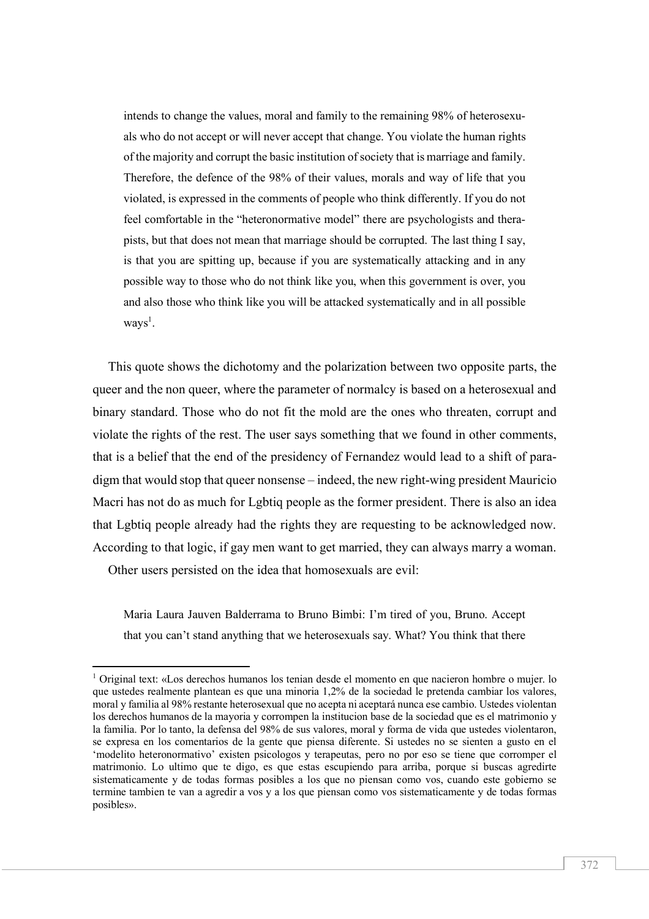intends to change the values, moral and family to the remaining 98% of heterosexuals who do not accept or will never accept that change. You violate the human rights of the majority and corrupt the basic institution of society that is marriage and family. Therefore, the defence of the 98% of their values, morals and way of life that you violated, is expressed in the comments of people who think differently. If you do not feel comfortable in the "heteronormative model" there are psychologists and therapists, but that does not mean that marriage should be corrupted. The last thing I say, is that you are spitting up, because if you are systematically attacking and in any possible way to those who do not think like you, when this government is over, you and also those who think like you will be attacked systematically and in all possible ways[1].

This quote shows the dichotomy and the polarization between two opposite parts, the queer and the non queer, where the parameter of normalcy is based on a heterosexual and binary standard. Those who do not fit the mold are the ones who threaten, corrupt and violate the rights of the rest. The user says something that we found in other comments, that is a belief that the end of the presidency of Fernandez would lead to a shift of paradigm that would stop that queer nonsense – indeed, the new right-wing president Mauricio Macri has not do as much for Lgbtiq people as the former president. There is also an idea that Lgbtiq people already had the rights they are requesting to be acknowledged now. According to that logic, if gay men want to get married, they can always marry a woman.

Other users persisted on the idea that homosexuals are evil:

Maria Laura Jauven Balderrama to Bruno Bimbi: I'm tired of you, Bruno. Accept that you can't stand anything that we heterosexuals say. What? You think that there

---

[1] Original text: «Los derechos humanos los tenian desde el momento en que nacieron hombre o mujer. lo que ustedes realmente plantean es que una minoria 1,2% de la sociedad le pretenda cambiar los valores, moral y familia al 98% restante heterosexual que no acepta ni aceptará nunca ese cambio. Ustedes violentan los derechos humanos de la mayoria y corrompen la institucion base de la sociedad que es el matrimonio y la familia. Por lo tanto, la defensa del 98% de sus valores, moral y forma de vida que ustedes violentaron, se expresa en los comentarios de la gente que piensa diferente. Si ustedes no se sienten a gusto en el 'modelito heteronormativo' existen psicologos y terapeutas, pero no por eso se tiene que corromper el matrimonio. Lo ultimo que te digo, es que estas escupiendo para arriba, porque si buscas agredirte sistematicamente y de todas formas posibles a los que no piensan como vos, cuando este gobierno se termine tambien te van a agredir a vos y a los que piensan como vos sistematicamente y de todas formas posibles».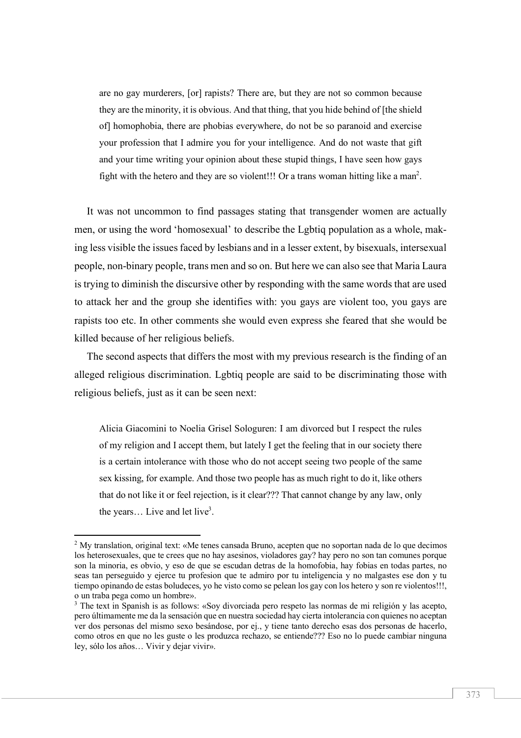> are no gay murderers, [or] rapists? There are, but they are not so common because they are the minority, it is obvious. And that thing, that you hide behind of [the shield of] homophobia, there are phobias everywhere, do not be so paranoid and exercise your profession that I admire you for your intelligence. And do not waste that gift and your time writing your opinion about these stupid things, I have seen how gays fight with the hetero and they are so violent!!! Or a trans woman hitting like a man[2].

It was not uncommon to find passages stating that transgender women are actually men, or using the word 'homosexual' to describe the Lgbtiq population as a whole, making less visible the issues faced by lesbians and in a lesser extent, by bisexuals, intersexual people, non-binary people, trans men and so on. But here we can also see that Maria Laura is trying to diminish the discursive other by responding with the same words that are used to attack her and the group she identifies with: you gays are violent too, you gays are rapists too etc. In other comments she would even express she feared that she would be killed because of her religious beliefs.

The second aspects that differs the most with my previous research is the finding of an alleged religious discrimination. Lgbtiq people are said to be discriminating those with religious beliefs, just as it can be seen next:

> Alicia Giacomini to Noelia Grisel Sologuren: I am divorced but I respect the rules of my religion and I accept them, but lately I get the feeling that in our society there is a certain intolerance with those who do not accept seeing two people of the same sex kissing, for example. And those two people has as much right to do it, like others that do not like it or feel rejection, is it clear??? That cannot change by any law, only the years… Live and let live[3].

---

[2] My translation, original text: «Me tenes cansada Bruno, acepten que no soportan nada de lo que decimos los heterosexuales, que te crees que no hay asesinos, violadores gay? hay pero no son tan comunes porque son la minoria, es obvio, y eso de que se escudan detras de la homofobia, hay fobias en todas partes, no seas tan perseguido y ejerce tu profesion que te admiro por tu inteligencia y no malgastes ese don y tu tiempo opinando de estas boludeces, yo he visto como se pelean los gay con los hetero y son re violentos!!!, o un traba pega como un hombre».

[3] The text in Spanish is as follows: «Soy divorciada pero respeto las normas de mi religión y las acepto, pero últimamente me da la sensación que en nuestra sociedad hay cierta intolerancia con quienes no aceptan ver dos personas del mismo sexo besándose, por ej., y tiene tanto derecho esas dos personas de hacerlo, como otros en que no les guste o les produzca rechazo, se entiende??? Eso no lo puede cambiar ninguna ley, sólo los años… Vivir y dejar vivir».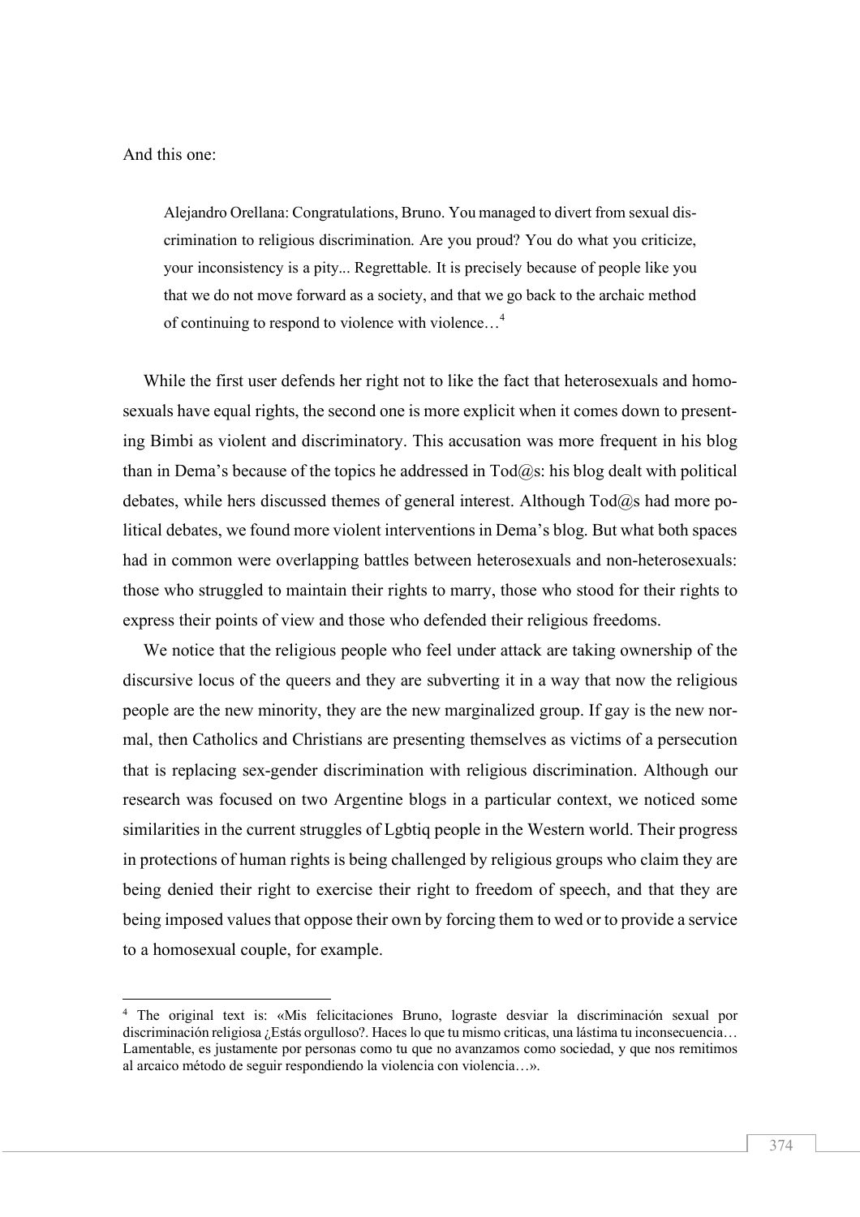And this one:

> Alejandro Orellana: Congratulations, Bruno. You managed to divert from sexual discrimination to religious discrimination. Are you proud? You do what you criticize, your inconsistency is a pity... Regrettable. It is precisely because of people like you that we do not move forward as a society, and that we go back to the archaic method of continuing to respond to violence with violence…[4]

While the first user defends her right not to like the fact that heterosexuals and homosexuals have equal rights, the second one is more explicit when it comes down to presenting Bimbi as violent and discriminatory. This accusation was more frequent in his blog than in Dema's because of the topics he addressed in Tod@s: his blog dealt with political debates, while hers discussed themes of general interest. Although Tod@s had more political debates, we found more violent interventions in Dema's blog. But what both spaces had in common were overlapping battles between heterosexuals and non-heterosexuals: those who struggled to maintain their rights to marry, those who stood for their rights to express their points of view and those who defended their religious freedoms.

We notice that the religious people who feel under attack are taking ownership of the discursive locus of the queers and they are subverting it in a way that now the religious people are the new minority, they are the new marginalized group. If gay is the new normal, then Catholics and Christians are presenting themselves as victims of a persecution that is replacing sex-gender discrimination with religious discrimination. Although our research was focused on two Argentine blogs in a particular context, we noticed some similarities in the current struggles of Lgbtiq people in the Western world. Their progress in protections of human rights is being challenged by religious groups who claim they are being denied their right to exercise their right to freedom of speech, and that they are being imposed values that oppose their own by forcing them to wed or to provide a service to a homosexual couple, for example.

---

[4] The original text is: «Mis felicitaciones Bruno, lograste desviar la discriminación sexual por discriminación religiosa ¿Estás orgulloso?. Haces lo que tu mismo criticas, una lástima tu inconsecuencia… Lamentable, es justamente por personas como tu que no avanzamos como sociedad, y que nos remitimos al arcaico método de seguir respondiendo la violencia con violencia…».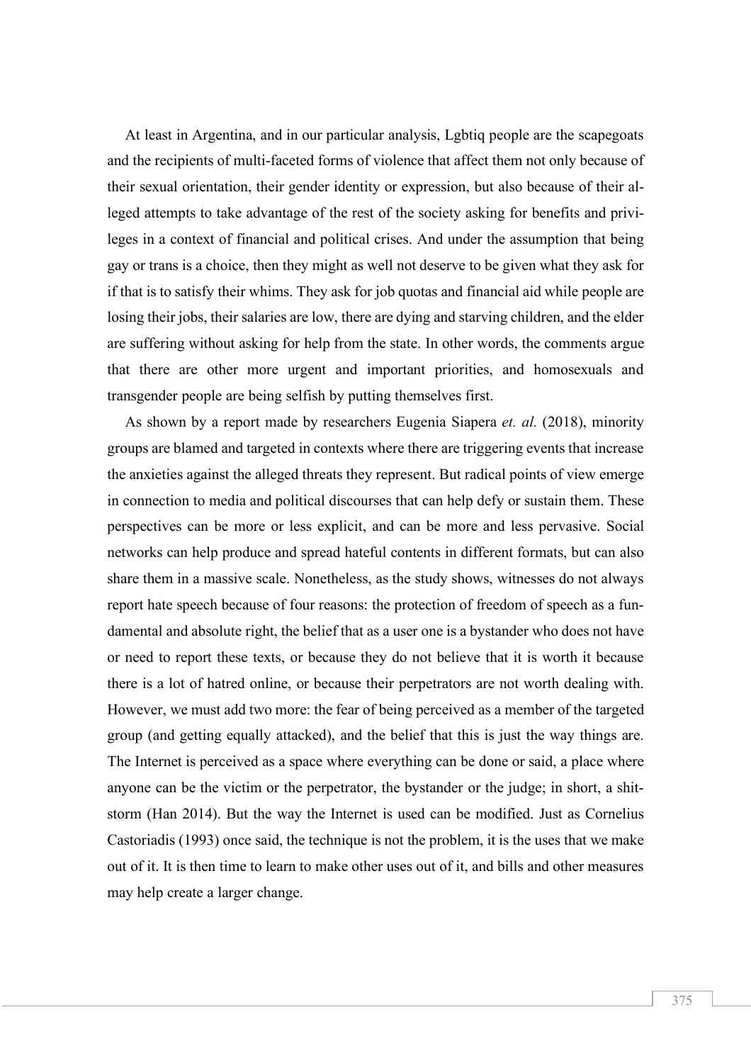At least in Argentina, and in our particular analysis, Lgbtiq people are the scapegoats and the recipients of multi-faceted forms of violence that affect them not only because of their sexual orientation, their gender identity or expression, but also because of their alleged attempts to take advantage of the rest of the society asking for benefits and privileges in a context of financial and political crises. And under the assumption that being gay or trans is a choice, then they might as well not deserve to be given what they ask for if that is to satisfy their whims. They ask for job quotas and financial aid while people are losing their jobs, their salaries are low, there are dying and starving children, and the elder are suffering without asking for help from the state. In other words, the comments argue that there are other more urgent and important priorities, and homosexuals and transgender people are being selfish by putting themselves first.

As shown by a report made by researchers Eugenia Siapera *et. al.* (2018), minority groups are blamed and targeted in contexts where there are triggering events that increase the anxieties against the alleged threats they represent. But radical points of view emerge in connection to media and political discourses that can help defy or sustain them. These perspectives can be more or less explicit, and can be more and less pervasive. Social networks can help produce and spread hateful contents in different formats, but can also share them in a massive scale. Nonetheless, as the study shows, witnesses do not always report hate speech because of four reasons: the protection of freedom of speech as a fundamental and absolute right, the belief that as a user one is a bystander who does not have or need to report these texts, or because they do not believe that it is worth it because there is a lot of hatred online, or because their perpetrators are not worth dealing with. However, we must add two more: the fear of being perceived as a member of the targeted group (and getting equally attacked), and the belief that this is just the way things are. The Internet is perceived as a space where everything can be done or said, a place where anyone can be the victim or the perpetrator, the bystander or the judge; in short, a shitstorm (Han 2014). But the way the Internet is used can be modified. Just as Cornelius Castoriadis (1993) once said, the technique is not the problem, it is the uses that we make out of it. It is then time to learn to make other uses out of it, and bills and other measures may help create a larger change.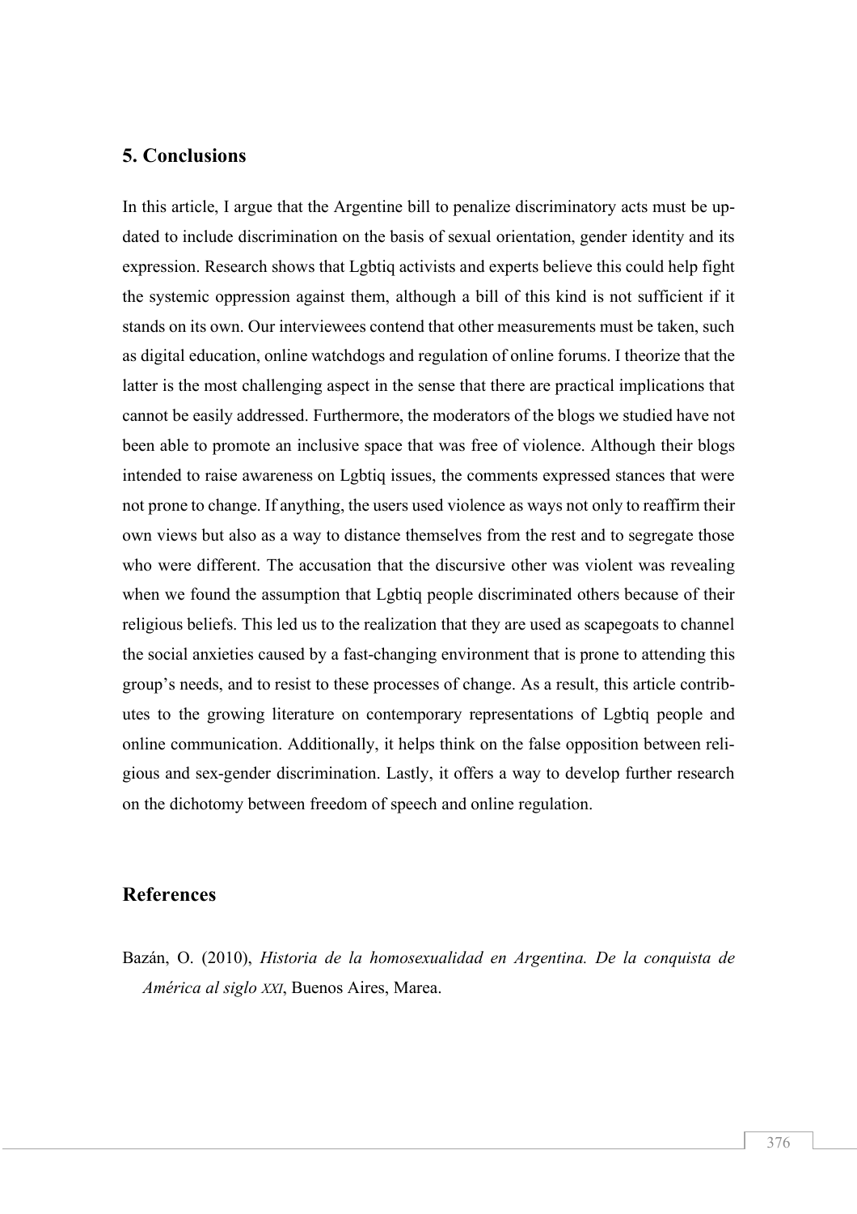## 5. Conclusions

In this article, I argue that the Argentine bill to penalize discriminatory acts must be updated to include discrimination on the basis of sexual orientation, gender identity and its expression. Research shows that Lgbtiq activists and experts believe this could help fight the systemic oppression against them, although a bill of this kind is not sufficient if it stands on its own. Our interviewees contend that other measurements must be taken, such as digital education, online watchdogs and regulation of online forums. I theorize that the latter is the most challenging aspect in the sense that there are practical implications that cannot be easily addressed. Furthermore, the moderators of the blogs we studied have not been able to promote an inclusive space that was free of violence. Although their blogs intended to raise awareness on Lgbtiq issues, the comments expressed stances that were not prone to change. If anything, the users used violence as ways not only to reaffirm their own views but also as a way to distance themselves from the rest and to segregate those who were different. The accusation that the discursive other was violent was revealing when we found the assumption that Lgbtiq people discriminated others because of their religious beliefs. This led us to the realization that they are used as scapegoats to channel the social anxieties caused by a fast-changing environment that is prone to attending this group's needs, and to resist to these processes of change. As a result, this article contributes to the growing literature on contemporary representations of Lgbtiq people and online communication. Additionally, it helps think on the false opposition between religious and sex-gender discrimination. Lastly, it offers a way to develop further research on the dichotomy between freedom of speech and online regulation.

## References

Bazán, O. (2010), *Historia de la homosexualidad en Argentina. De la conquista de América al siglo XXI*, Buenos Aires, Marea.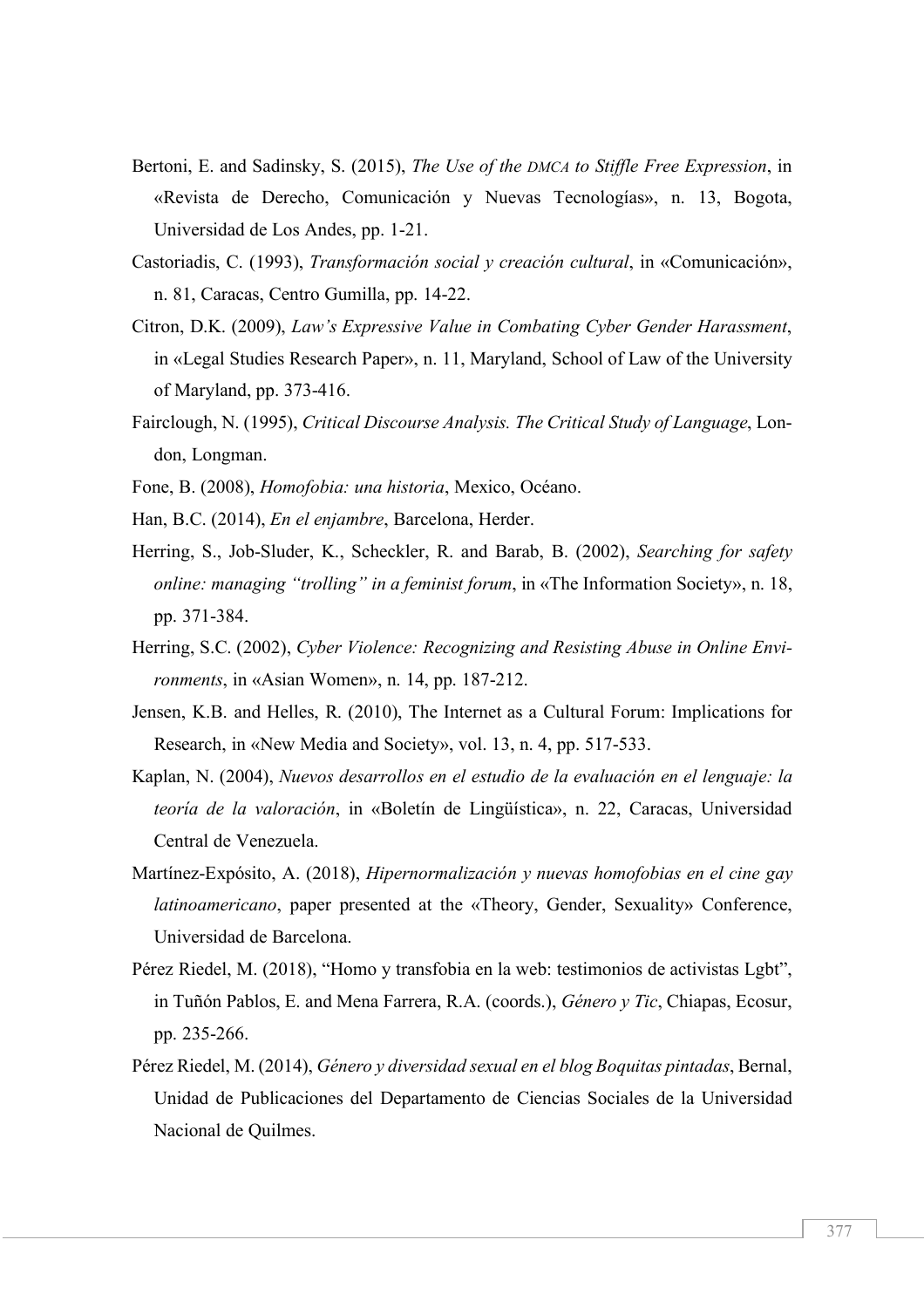Bertoni, E. and Sadinsky, S. (2015), *The Use of the DMCA to Stiffle Free Expression*, in «Revista de Derecho, Comunicación y Nuevas Tecnologías», n. 13, Bogota, Universidad de Los Andes, pp. 1-21.

Castoriadis, C. (1993), *Transformación social y creación cultural*, in «Comunicación», n. 81, Caracas, Centro Gumilla, pp. 14-22.

Citron, D.K. (2009), *Law's Expressive Value in Combating Cyber Gender Harassment*, in «Legal Studies Research Paper», n. 11, Maryland, School of Law of the University of Maryland, pp. 373-416.

Fairclough, N. (1995), *Critical Discourse Analysis. The Critical Study of Language*, London, Longman.

Fone, B. (2008), *Homofobia: una historia*, Mexico, Océano.

Han, B.C. (2014), *En el enjambre*, Barcelona, Herder.

Herring, S., Job-Sluder, K., Scheckler, R. and Barab, B. (2002), *Searching for safety online: managing "trolling" in a feminist forum*, in «The Information Society», n. 18, pp. 371-384.

Herring, S.C. (2002), *Cyber Violence: Recognizing and Resisting Abuse in Online Environments*, in «Asian Women», n. 14, pp. 187-212.

Jensen, K.B. and Helles, R. (2010), The Internet as a Cultural Forum: Implications for Research, in «New Media and Society», vol. 13, n. 4, pp. 517-533.

Kaplan, N. (2004), *Nuevos desarrollos en el estudio de la evaluación en el lenguaje: la teoría de la valoración*, in «Boletín de Lingüística», n. 22, Caracas, Universidad Central de Venezuela.

Martínez-Expósito, A. (2018), *Hipernormalización y nuevas homofobias en el cine gay latinoamericano*, paper presented at the «Theory, Gender, Sexuality» Conference, Universidad de Barcelona.

Pérez Riedel, M. (2018), "Homo y transfobia en la web: testimonios de activistas Lgbt", in Tuñón Pablos, E. and Mena Farrera, R.A. (coords.), *Género y Tic*, Chiapas, Ecosur, pp. 235-266.

Pérez Riedel, M. (2014), *Género y diversidad sexual en el blog Boquitas pintadas*, Bernal, Unidad de Publicaciones del Departamento de Ciencias Sociales de la Universidad Nacional de Quilmes.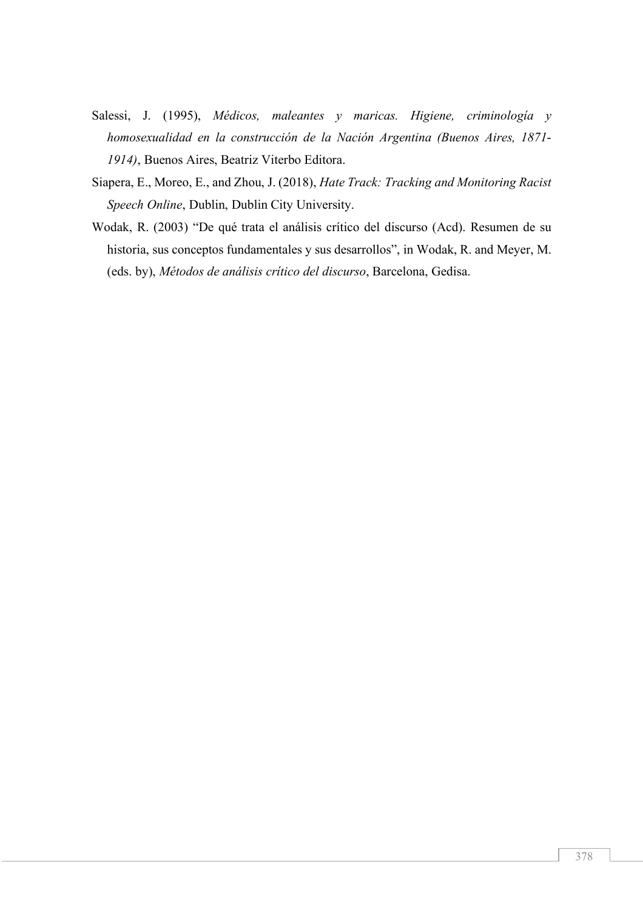Salessi, J. (1995), *Médicos, maleantes y maricas. Higiene, criminología y homosexualidad en la construcción de la Nación Argentina (Buenos Aires, 1871-1914)*, Buenos Aires, Beatriz Viterbo Editora.

Siapera, E., Moreo, E., and Zhou, J. (2018), *Hate Track: Tracking and Monitoring Racist Speech Online*, Dublin, Dublin City University.

Wodak, R. (2003) "De qué trata el análisis crítico del discurso (Acd). Resumen de su historia, sus conceptos fundamentales y sus desarrollos", in Wodak, R. and Meyer, M. (eds. by), *Métodos de análisis crítico del discurso*, Barcelona, Gedisa.